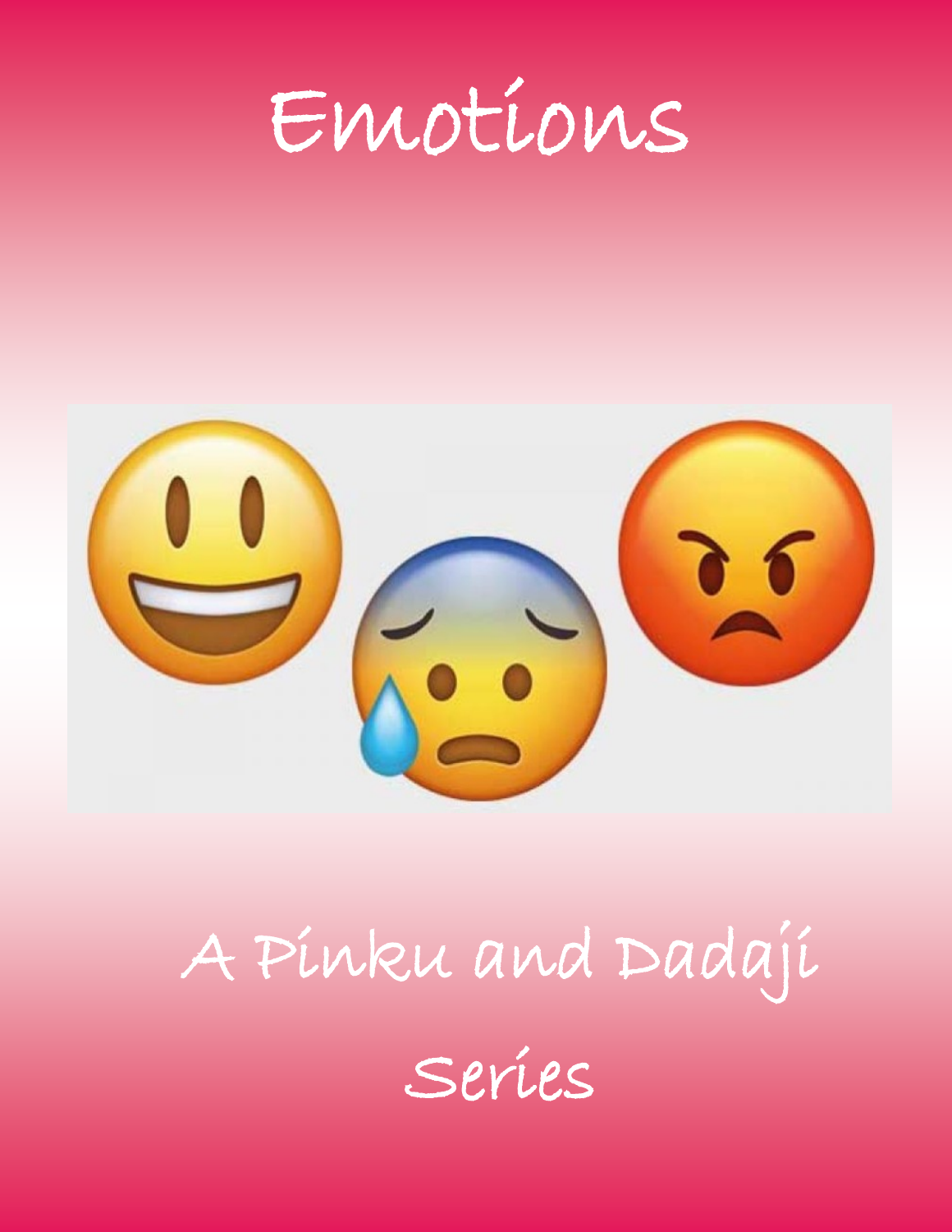# Emotions

A Pinku and Dadaji Series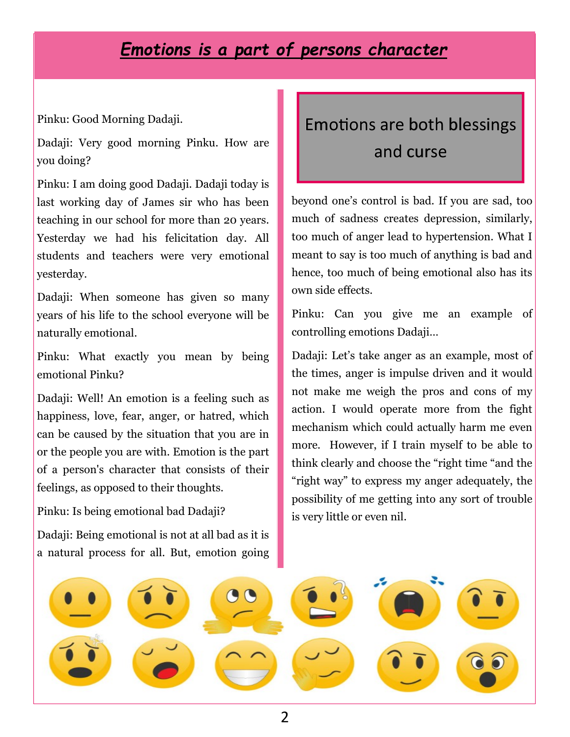# ***Emotions is a part of persons character***

Pinku: Good Morning Dadaji.

Dadaji: Very good morning Pinku. How are you doing?

Pinku: I am doing good Dadaji. Dadaji today is last working day of James sir who has been teaching in our school for more than 20 years. Yesterday we had his felicitation day. All students and teachers were very emotional yesterday.

Dadaji: When someone has given so many years of his life to the school everyone will be naturally emotional.

Pinku: What exactly you mean by being emotional Pinku?

Dadaji: Well! An emotion is a feeling such as happiness, love, fear, anger, or hatred, which can be caused by the situation that you are in or the people you are with. Emotion is the part of a person's character that consists of their feelings, as opposed to their thoughts.

Pinku: Is being emotional bad Dadaji?

Dadaji: Being emotional is not at all bad as it is a natural process for all. But, emotion going beyond one's control is bad. If you are sad, too much of sadness creates depression, similarly, too much of anger lead to hypertension. What I meant to say is too much of anything is bad and hence, too much of being emotional also has its own side effects.

> Emotions are both blessings and curse

Pinku: Can you give me an example of controlling emotions Dadaji...

Dadaji: Let's take anger as an example, most of the times, anger is impulse driven and it would not make me weigh the pros and cons of my action. I would operate more from the fight mechanism which could actually harm me even more. However, if I train myself to be able to think clearly and choose the "right time "and the "right way" to express my anger adequately, the possibility of me getting into any sort of trouble is very little or even nil.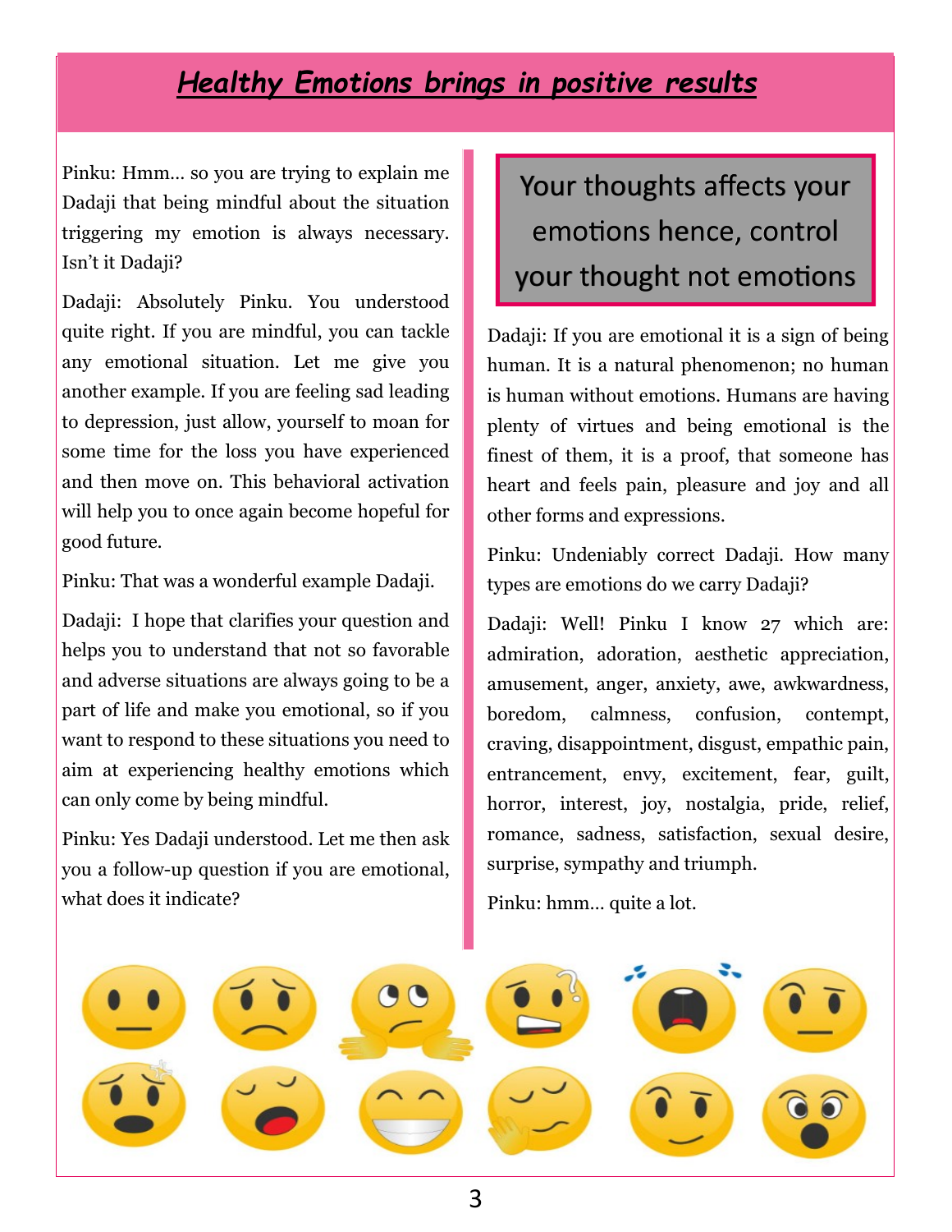# *Healthy Emotions brings in positive results*

Pinku: Hmm… so you are trying to explain me Dadaji that being mindful about the situation triggering my emotion is always necessary. Isn't it Dadaji?

Dadaji: Absolutely Pinku. You understood quite right. If you are mindful, you can tackle any emotional situation. Let me give you another example. If you are feeling sad leading to depression, just allow, yourself to moan for some time for the loss you have experienced and then move on. This behavioral activation will help you to once again become hopeful for good future.

Pinku: That was a wonderful example Dadaji.

Dadaji: I hope that clarifies your question and helps you to understand that not so favorable and adverse situations are always going to be a part of life and make you emotional, so if you want to respond to these situations you need to aim at experiencing healthy emotions which can only come by being mindful.

Pinku: Yes Dadaji understood. Let me then ask you a follow-up question if you are emotional, what does it indicate?

> Your thoughts affects your emotions hence, control your thought not emotions

Dadaji: If you are emotional it is a sign of being human. It is a natural phenomenon; no human is human without emotions. Humans are having plenty of virtues and being emotional is the finest of them, it is a proof, that someone has heart and feels pain, pleasure and joy and all other forms and expressions.

Pinku: Undeniably correct Dadaji. How many types are emotions do we carry Dadaji?

Dadaji: Well! Pinku I know 27 which are: admiration, adoration, aesthetic appreciation, amusement, anger, anxiety, awe, awkwardness, boredom, calmness, confusion, contempt, craving, disappointment, disgust, empathic pain, entrancement, envy, excitement, fear, guilt, horror, interest, joy, nostalgia, pride, relief, romance, sadness, satisfaction, sexual desire, surprise, sympathy and triumph.

Pinku: hmm… quite a lot.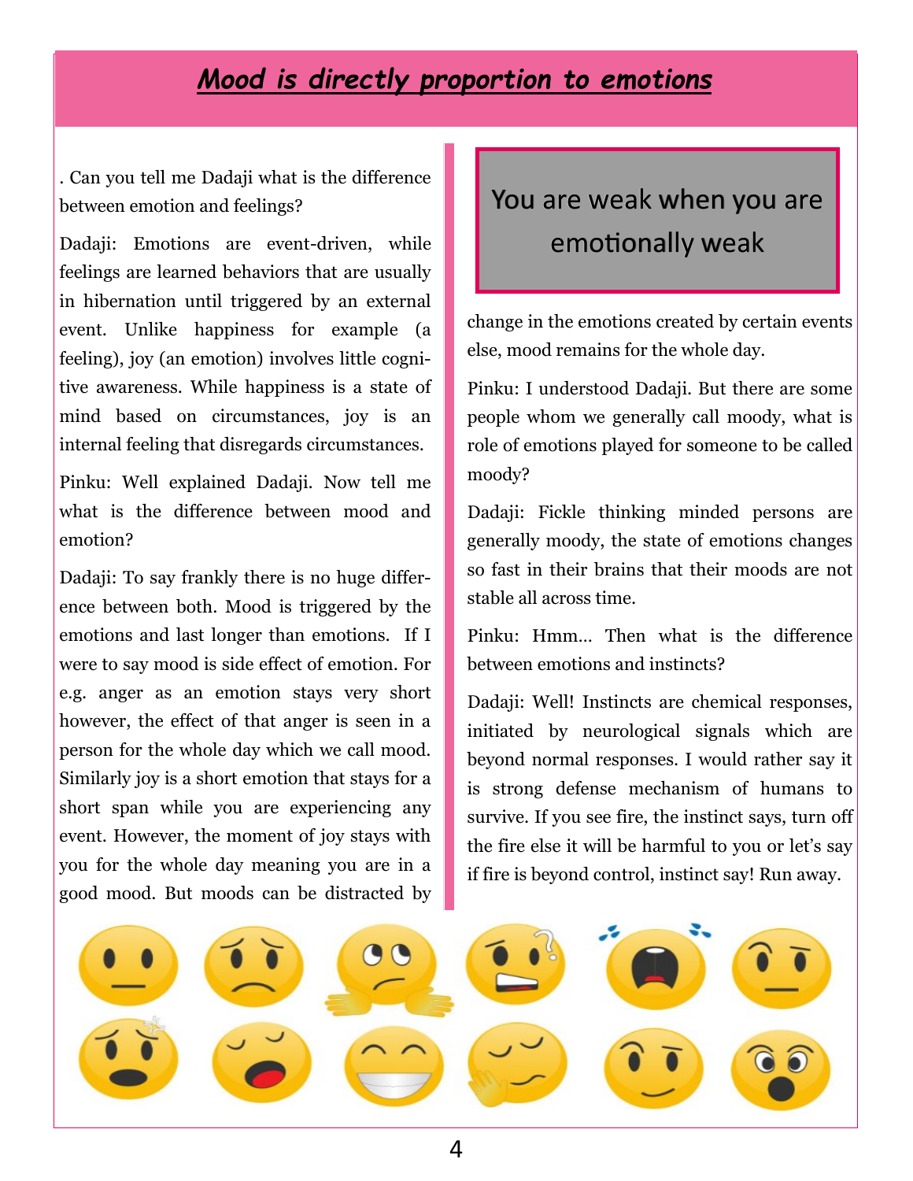# ***Mood is directly proportion to emotions***

. Can you tell me Dadaji what is the difference between emotion and feelings?

Dadaji: Emotions are event-driven, while feelings are learned behaviors that are usually in hibernation until triggered by an external event. Unlike happiness for example (a feeling), joy (an emotion) involves little cognitive awareness. While happiness is a state of mind based on circumstances, joy is an internal feeling that disregards circumstances.

Pinku: Well explained Dadaji. Now tell me what is the difference between mood and emotion?

Dadaji: To say frankly there is no huge difference between both. Mood is triggered by the emotions and last longer than emotions. If I were to say mood is side effect of emotion. For e.g. anger as an emotion stays very short however, the effect of that anger is seen in a person for the whole day which we call mood. Similarly joy is a short emotion that stays for a short span while you are experiencing any event. However, the moment of joy stays with you for the whole day meaning you are in a good mood. But moods can be distracted by change in the emotions created by certain events else, mood remains for the whole day.

> You are weak when you are emotionally weak

Pinku: I understood Dadaji. But there are some people whom we generally call moody, what is role of emotions played for someone to be called moody?

Dadaji: Fickle thinking minded persons are generally moody, the state of emotions changes so fast in their brains that their moods are not stable all across time.

Pinku: Hmm... Then what is the difference between emotions and instincts?

Dadaji: Well! Instincts are chemical responses, initiated by neurological signals which are beyond normal responses. I would rather say it is strong defense mechanism of humans to survive. If you see fire, the instinct says, turn off the fire else it will be harmful to you or let's say if fire is beyond control, instinct say! Run away.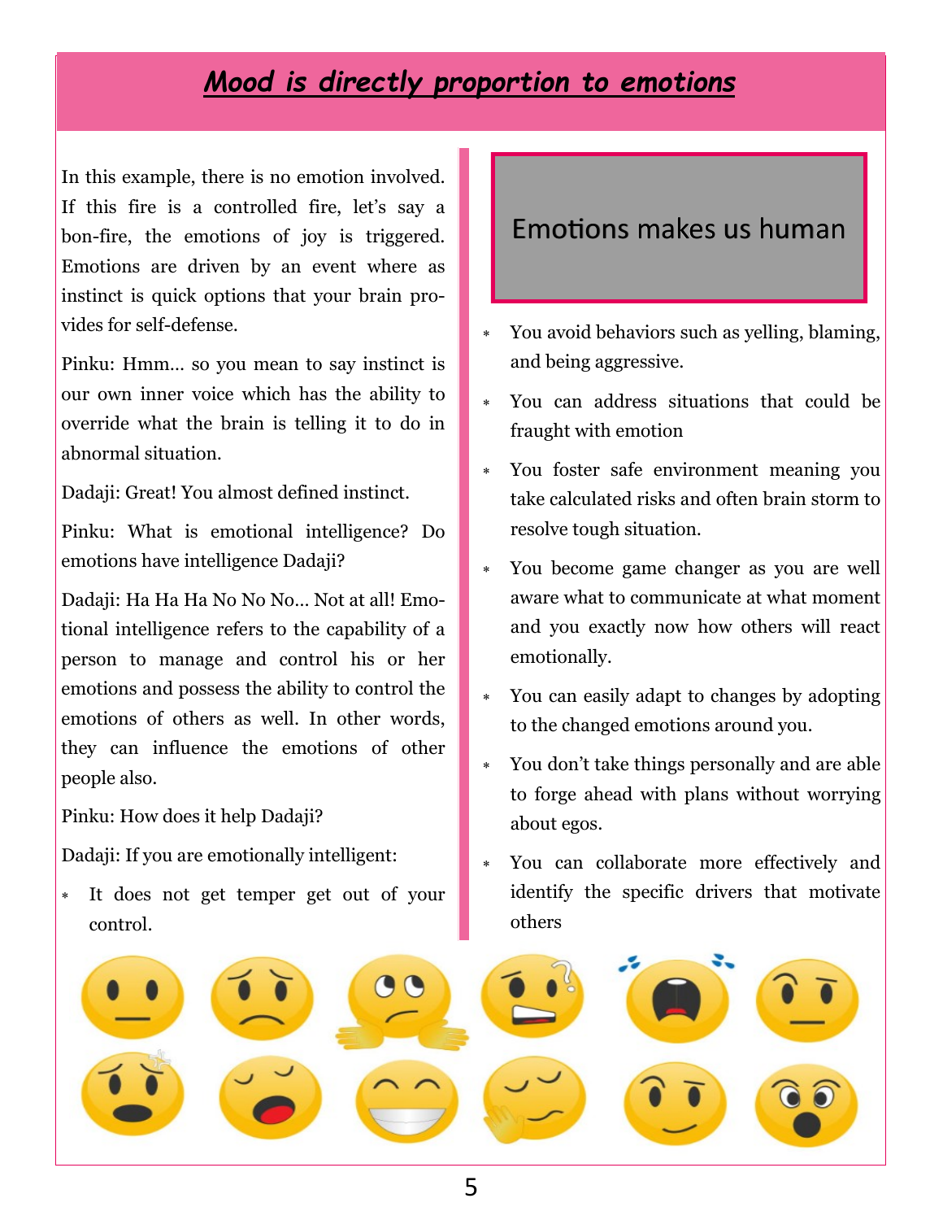## *Mood is directly proportion to emotions*

In this example, there is no emotion involved. If this fire is a controlled fire, let's say a bon-fire, the emotions of joy is triggered. Emotions are driven by an event where as instinct is quick options that your brain provides for self-defense.

Pinku: Hmm… so you mean to say instinct is our own inner voice which has the ability to override what the brain is telling it to do in abnormal situation.

Dadaji: Great! You almost defined instinct.

Pinku: What is emotional intelligence? Do emotions have intelligence Dadaji?

Dadaji: Ha Ha Ha No No No… Not at all! Emotional intelligence refers to the capability of a person to manage and control his or her emotions and possess the ability to control the emotions of others as well. In other words, they can influence the emotions of other people also.

Pinku: How does it help Dadaji?

Dadaji: If you are emotionally intelligent:

- It does not get temper get out of your control.

### Emotions makes us human

- You avoid behaviors such as yelling, blaming, and being aggressive.
- You can address situations that could be fraught with emotion
- You foster safe environment meaning you take calculated risks and often brain storm to resolve tough situation.
- You become game changer as you are well aware what to communicate at what moment and you exactly now how others will react emotionally.
- You can easily adapt to changes by adopting to the changed emotions around you.
- You don't take things personally and are able to forge ahead with plans without worrying about egos.
- You can collaborate more effectively and identify the specific drivers that motivate others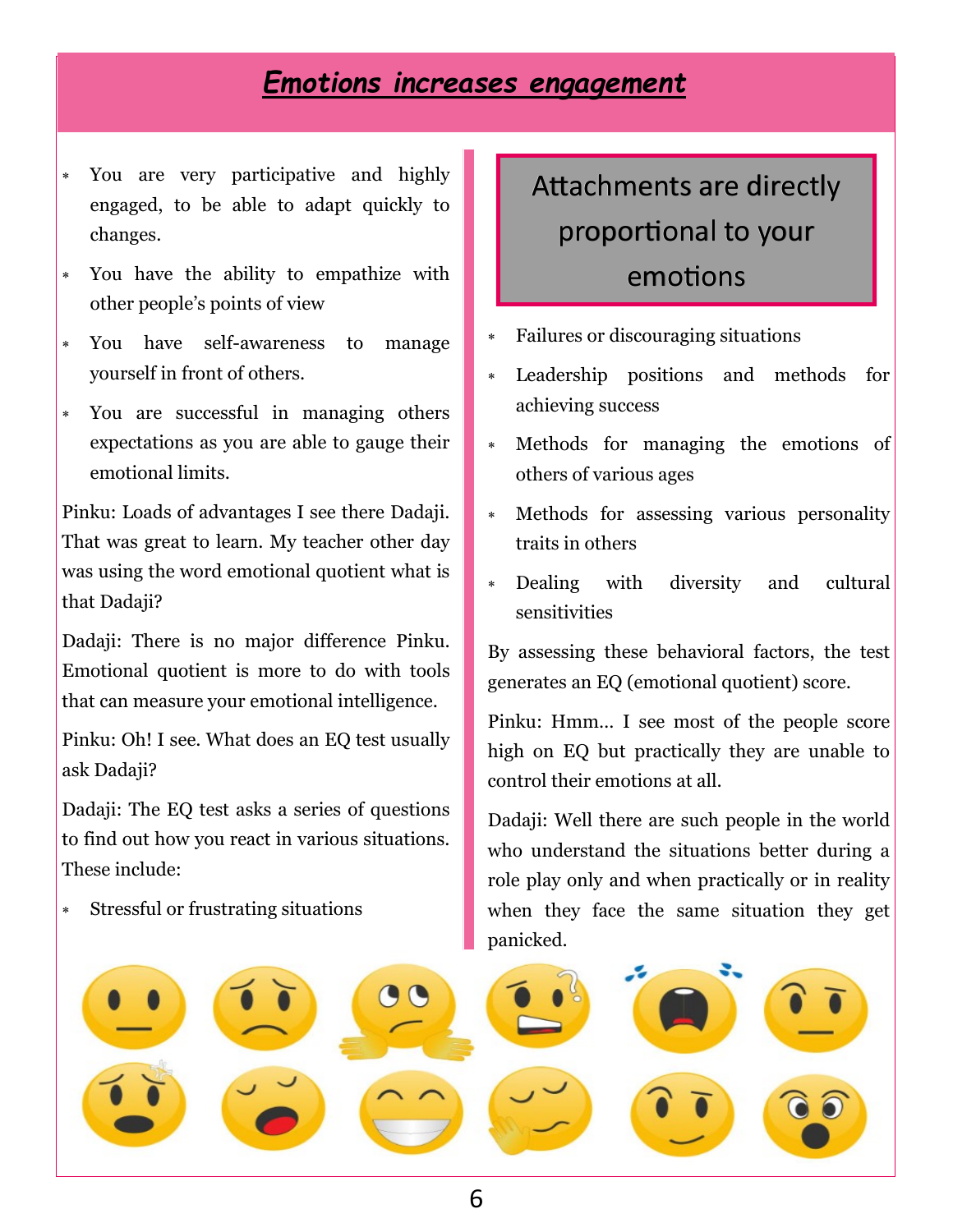# *Emotions increases engagement*

- You are very participative and highly engaged, to be able to adapt quickly to changes.
- You have the ability to empathize with other people's points of view
- You have self-awareness to manage yourself in front of others.
- You are successful in managing others expectations as you are able to gauge their emotional limits.

Pinku: Loads of advantages I see there Dadaji. That was great to learn. My teacher other day was using the word emotional quotient what is that Dadaji?

Dadaji: There is no major difference Pinku. Emotional quotient is more to do with tools that can measure your emotional intelligence.

Pinku: Oh! I see. What does an EQ test usually ask Dadaji?

Dadaji: The EQ test asks a series of questions to find out how you react in various situations. These include:

- Stressful or frustrating situations
- Failures or discouraging situations
- Leadership positions and methods for achieving success
- Methods for managing the emotions of others of various ages
- Methods for assessing various personality traits in others
- Dealing with diversity and cultural sensitivities

By assessing these behavioral factors, the test generates an EQ (emotional quotient) score.

Pinku: Hmm... I see most of the people score high on EQ but practically they are unable to control their emotions at all.

Dadaji: Well there are such people in the world who understand the situations better during a role play only and when practically or in reality when they face the same situation they get panicked.

**Attachments are directly proportional to your emotions**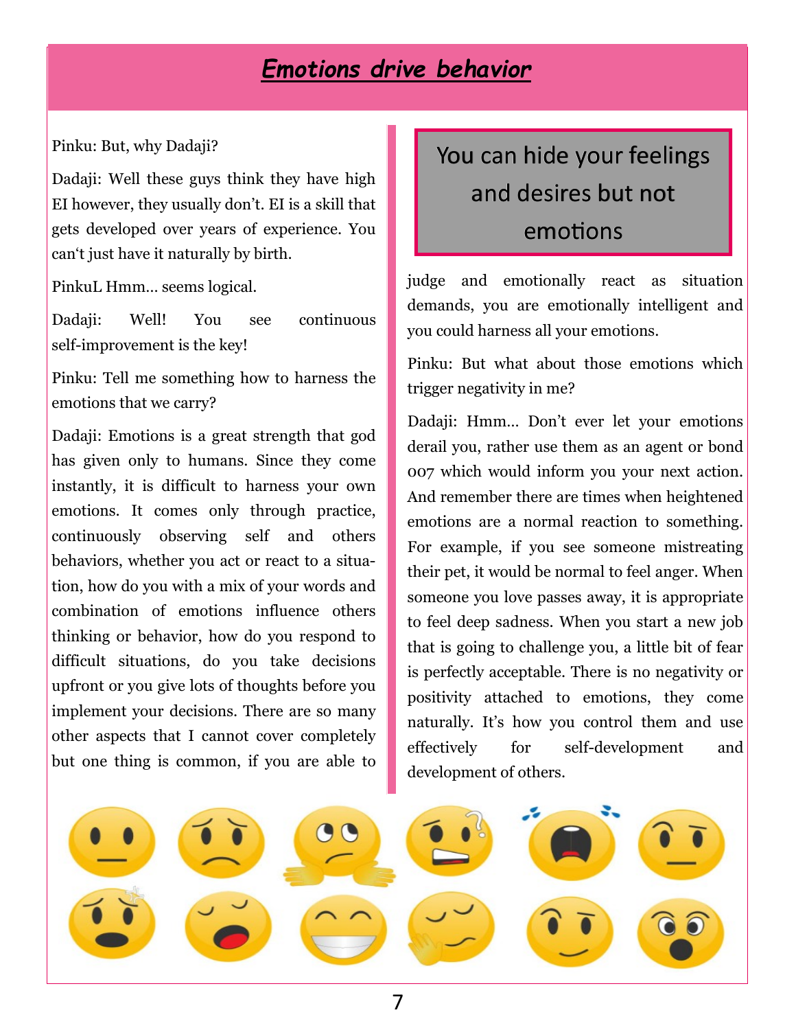# *Emotions drive behavior*

Pinku: But, why Dadaji?

Dadaji: Well these guys think they have high EI however, they usually don't. EI is a skill that gets developed over years of experience. You can't just have it naturally by birth.

PinkuL Hmm… seems logical.

Dadaji: Well! You see continuous self-improvement is the key!

Pinku: Tell me something how to harness the emotions that we carry?

Dadaji: Emotions is a great strength that god has given only to humans. Since they come instantly, it is difficult to harness your own emotions. It comes only through practice, continuously observing self and others behaviors, whether you act or react to a situation, how do you with a mix of your words and combination of emotions influence others thinking or behavior, how do you respond to difficult situations, do you take decisions upfront or you give lots of thoughts before you implement your decisions. There are so many other aspects that I cannot cover completely but one thing is common, if you are able to judge and emotionally react as situation demands, you are emotionally intelligent and you could harness all your emotions.

> You can hide your feelings and desires but not emotions

Pinku: But what about those emotions which trigger negativity in me?

Dadaji: Hmm… Don't ever let your emotions derail you, rather use them as an agent or bond 007 which would inform you your next action. And remember there are times when heightened emotions are a normal reaction to something. For example, if you see someone mistreating their pet, it would be normal to feel anger. When someone you love passes away, it is appropriate to feel deep sadness. When you start a new job that is going to challenge you, a little bit of fear is perfectly acceptable. There is no negativity or positivity attached to emotions, they come naturally. It's how you control them and use effectively for self-development and development of others.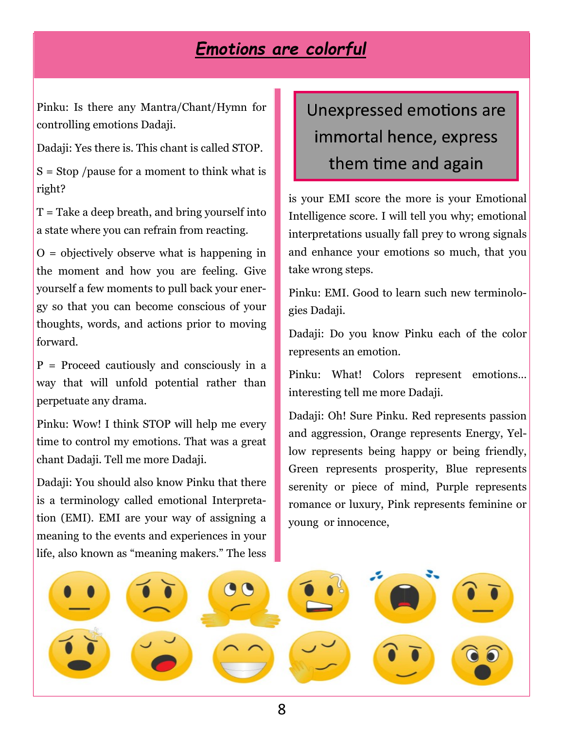# ***Emotions are colorful***

Pinku: Is there any Mantra/Chant/Hymn for controlling emotions Dadaji.

Dadaji: Yes there is. This chant is called STOP.

S = Stop /pause for a moment to think what is right?

T = Take a deep breath, and bring yourself into a state where you can refrain from reacting.

O = objectively observe what is happening in the moment and how you are feeling. Give yourself a few moments to pull back your energy so that you can become conscious of your thoughts, words, and actions prior to moving forward.

P = Proceed cautiously and consciously in a way that will unfold potential rather than perpetuate any drama.

Pinku: Wow! I think STOP will help me every time to control my emotions. That was a great chant Dadaji. Tell me more Dadaji.

Dadaji: You should also know Pinku that there is a terminology called emotional Interpretation (EMI). EMI are your way of assigning a meaning to the events and experiences in your life, also known as "meaning makers." The less is your EMI score the more is your Emotional Intelligence score. I will tell you why; emotional interpretations usually fall prey to wrong signals and enhance your emotions so much, that you take wrong steps.

> Unexpressed emotions are immortal hence, express them time and again

Pinku: EMI. Good to learn such new terminologies Dadaji.

Dadaji: Do you know Pinku each of the color represents an emotion.

Pinku: What! Colors represent emotions... interesting tell me more Dadaji.

Dadaji: Oh! Sure Pinku. Red represents passion and aggression, Orange represents Energy, Yellow represents being happy or being friendly, Green represents prosperity, Blue represents serenity or piece of mind, Purple represents romance or luxury, Pink represents feminine or young or innocence,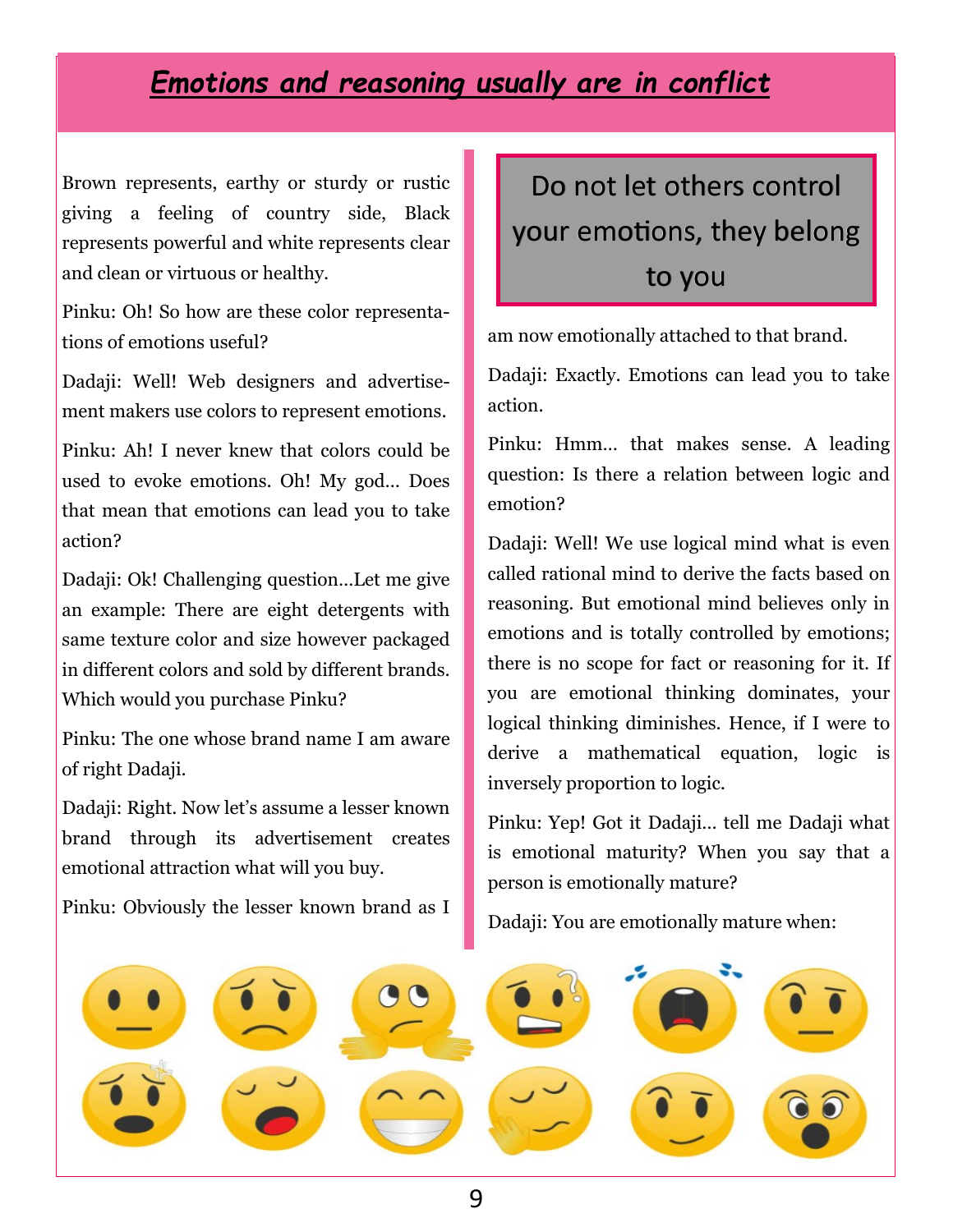# *Emotions and reasoning usually are in conflict*

Brown represents, earthy or sturdy or rustic giving a feeling of country side, Black represents powerful and white represents clear and clean or virtuous or healthy.

Pinku: Oh! So how are these color representations of emotions useful?

Dadaji: Well! Web designers and advertisement makers use colors to represent emotions.

Pinku: Ah! I never knew that colors could be used to evoke emotions. Oh! My god… Does that mean that emotions can lead you to take action?

Dadaji: Ok! Challenging question…Let me give an example: There are eight detergents with same texture color and size however packaged in different colors and sold by different brands. Which would you purchase Pinku?

Pinku: The one whose brand name I am aware of right Dadaji.

Dadaji: Right. Now let's assume a lesser known brand through its advertisement creates emotional attraction what will you buy.

Pinku: Obviously the lesser known brand as I am now emotionally attached to that brand.

> Do not let others control your emotions, they belong to you

Dadaji: Exactly. Emotions can lead you to take action.

Pinku: Hmm… that makes sense. A leading question: Is there a relation between logic and emotion?

Dadaji: Well! We use logical mind what is even called rational mind to derive the facts based on reasoning. But emotional mind believes only in emotions and is totally controlled by emotions; there is no scope for fact or reasoning for it. If you are emotional thinking dominates, your logical thinking diminishes. Hence, if I were to derive a mathematical equation, logic is inversely proportion to logic.

Pinku: Yep! Got it Dadaji… tell me Dadaji what is emotional maturity? When you say that a person is emotionally mature?

Dadaji: You are emotionally mature when: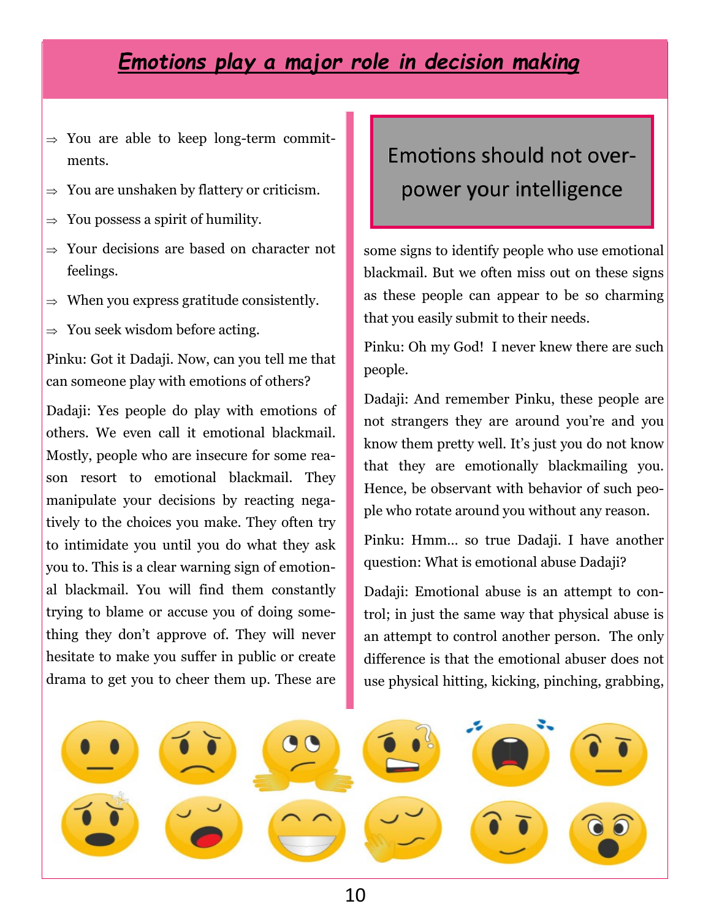# ***Emotions play a major role in decision making***

- ⇒ You are able to keep long-term commitments.
- ⇒ You are unshaken by flattery or criticism.
- ⇒ You possess a spirit of humility.
- ⇒ Your decisions are based on character not feelings.
- ⇒ When you express gratitude consistently.
- ⇒ You seek wisdom before acting.

Pinku: Got it Dadaji. Now, can you tell me that can someone play with emotions of others?

Dadaji: Yes people do play with emotions of others. We even call it emotional blackmail. Mostly, people who are insecure for some reason resort to emotional blackmail. They manipulate your decisions by reacting negatively to the choices you make. They often try to intimidate you until you do what they ask you to. This is a clear warning sign of emotional blackmail. You will find them constantly trying to blame or accuse you of doing something they don't approve of. They will never hesitate to make you suffer in public or create drama to get you to cheer them up. These are some signs to identify people who use emotional blackmail. But we often miss out on these signs as these people can appear to be so charming that you easily submit to their needs.

> Emotions should not overpower your intelligence

Pinku: Oh my God! I never knew there are such people.

Dadaji: And remember Pinku, these people are not strangers they are around you're and you know them pretty well. It's just you do not know that they are emotionally blackmailing you. Hence, be observant with behavior of such people who rotate around you without any reason.

Pinku: Hmm... so true Dadaji. I have another question: What is emotional abuse Dadaji?

Dadaji: Emotional abuse is an attempt to control; in just the same way that physical abuse is an attempt to control another person. The only difference is that the emotional abuser does not use physical hitting, kicking, pinching, grabbing,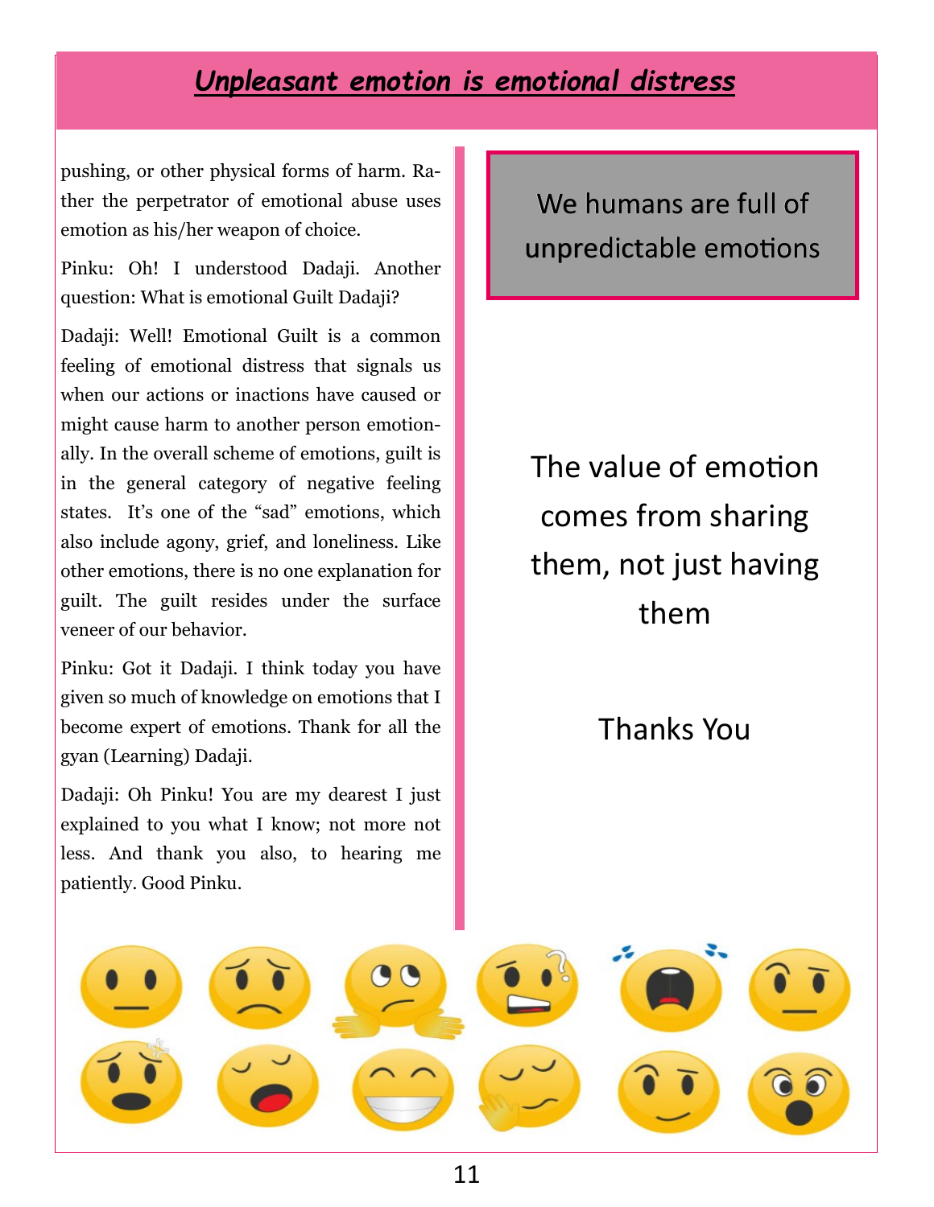# *Unpleasant emotion is emotional distress*

pushing, or other physical forms of harm. Rather the perpetrator of emotional abuse uses emotion as his/her weapon of choice.

Pinku: Oh! I understood Dadaji. Another question: What is emotional Guilt Dadaji?

Dadaji: Well! Emotional Guilt is a common feeling of emotional distress that signals us when our actions or inactions have caused or might cause harm to another person emotionally. In the overall scheme of emotions, guilt is in the general category of negative feeling states. It's one of the "sad" emotions, which also include agony, grief, and loneliness. Like other emotions, there is no one explanation for guilt. The guilt resides under the surface veneer of our behavior.

Pinku: Got it Dadaji. I think today you have given so much of knowledge on emotions that I become expert of emotions. Thank for all the gyan (Learning) Dadaji.

Dadaji: Oh Pinku! You are my dearest I just explained to you what I know; not more not less. And thank you also, to hearing me patiently. Good Pinku.

We humans are full of unpredictable emotions

The value of emotion comes from sharing them, not just having them

Thanks You